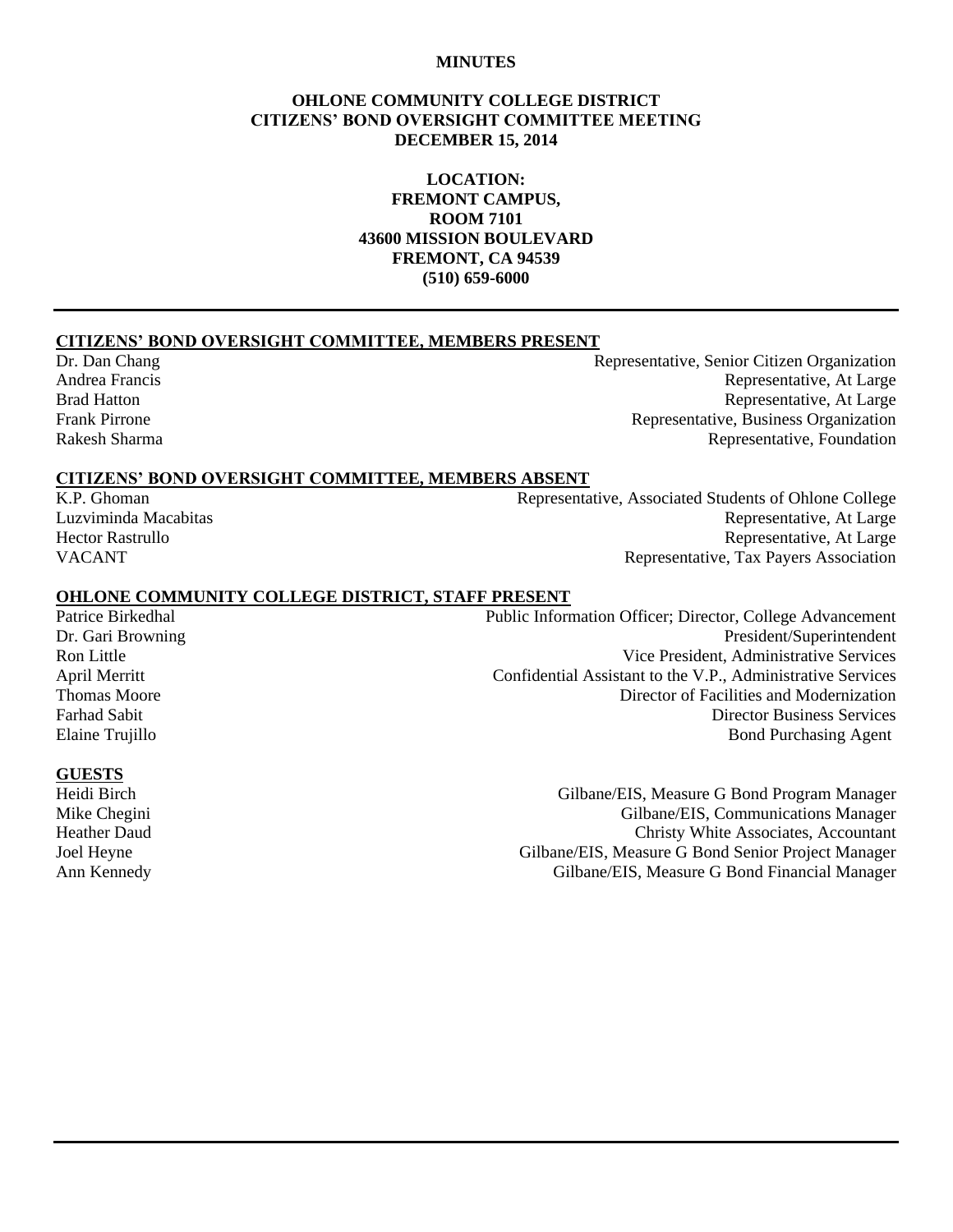**MINUTES**

**OHLONE COMMUNITY COLLEGE DISTRICT**
**CITIZENS' BOND OVERSIGHT COMMITTEE MEETING**
**DECEMBER 15, 2014**

**LOCATION:**
**FREMONT CAMPUS,**
**ROOM 7101**
**43600 MISSION BOULEVARD**
**FREMONT, CA 94539**
**(510) 659-6000**

---

**CITIZENS' BOND OVERSIGHT COMMITTEE, MEMBERS PRESENT**

| | |
|---|---|
| Dr. Dan Chang | Representative, Senior Citizen Organization |
| Andrea Francis | Representative, At Large |
| Brad Hatton | Representative, At Large |
| Frank Pirrone | Representative, Business Organization |
| Rakesh Sharma | Representative, Foundation |

**CITIZENS' BOND OVERSIGHT COMMITTEE, MEMBERS ABSENT**

| | |
|---|---|
| K.P. Ghoman | Representative, Associated Students of Ohlone College |
| Luzviminda Macabitas | Representative, At Large |
| Hector Rastrullo | Representative, At Large |
| VACANT | Representative, Tax Payers Association |

**OHLONE COMMUNITY COLLEGE DISTRICT, STAFF PRESENT**

| | |
|---|---|
| Patrice Birkedhal | Public Information Officer; Director, College Advancement |
| Dr. Gari Browning | President/Superintendent |
| Ron Little | Vice President, Administrative Services |
| April Merritt | Confidential Assistant to the V.P., Administrative Services |
| Thomas Moore | Director of Facilities and Modernization |
| Farhad Sabit | Director Business Services |
| Elaine Trujillo | Bond Purchasing Agent |

**GUESTS**

| | |
|---|---|
| Heidi Birch | Gilbane/EIS, Measure G Bond Program Manager |
| Mike Chegini | Gilbane/EIS, Communications Manager |
| Heather Daud | Christy White Associates, Accountant |
| Joel Heyne | Gilbane/EIS, Measure G Bond Senior Project Manager |
| Ann Kennedy | Gilbane/EIS, Measure G Bond Financial Manager |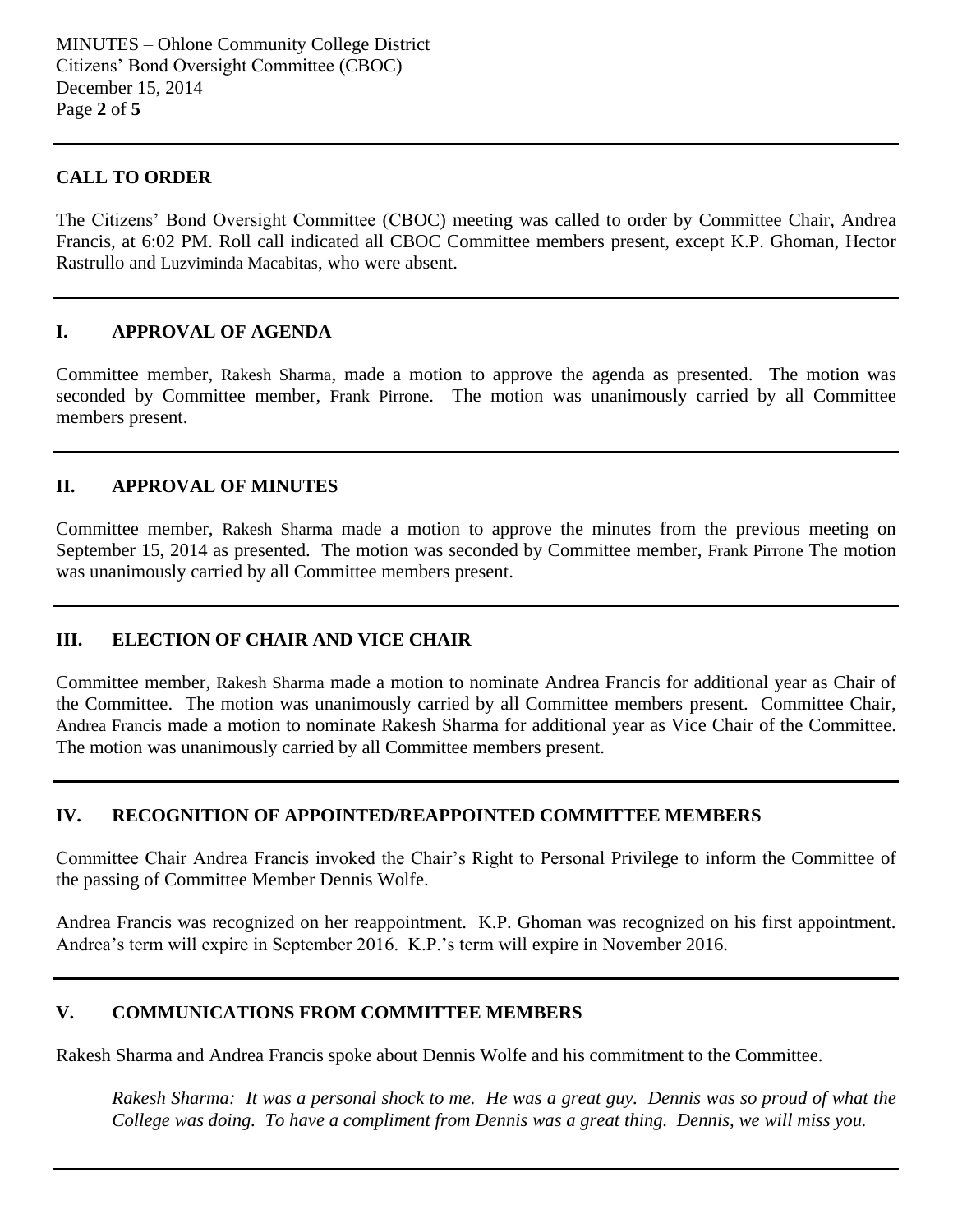## CALL TO ORDER

The Citizens' Bond Oversight Committee (CBOC) meeting was called to order by Committee Chair, Andrea Francis, at 6:02 PM. Roll call indicated all CBOC Committee members present, except K.P. Ghoman, Hector Rastrullo and Luzviminda Macabitas, who were absent.

## I. APPROVAL OF AGENDA

Committee member, Rakesh Sharma, made a motion to approve the agenda as presented. The motion was seconded by Committee member, Frank Pirrone. The motion was unanimously carried by all Committee members present.

## II. APPROVAL OF MINUTES

Committee member, Rakesh Sharma made a motion to approve the minutes from the previous meeting on September 15, 2014 as presented. The motion was seconded by Committee member, Frank Pirrone The motion was unanimously carried by all Committee members present.

## III. ELECTION OF CHAIR AND VICE CHAIR

Committee member, Rakesh Sharma made a motion to nominate Andrea Francis for additional year as Chair of the Committee. The motion was unanimously carried by all Committee members present. Committee Chair, Andrea Francis made a motion to nominate Rakesh Sharma for additional year as Vice Chair of the Committee. The motion was unanimously carried by all Committee members present.

## IV. RECOGNITION OF APPOINTED/REAPPOINTED COMMITTEE MEMBERS

Committee Chair Andrea Francis invoked the Chair's Right to Personal Privilege to inform the Committee of the passing of Committee Member Dennis Wolfe.

Andrea Francis was recognized on her reappointment. K.P. Ghoman was recognized on his first appointment. Andrea's term will expire in September 2016. K.P.'s term will expire in November 2016.

## V. COMMUNICATIONS FROM COMMITTEE MEMBERS

Rakesh Sharma and Andrea Francis spoke about Dennis Wolfe and his commitment to the Committee.

> *Rakesh Sharma: It was a personal shock to me. He was a great guy. Dennis was so proud of what the College was doing. To have a compliment from Dennis was a great thing. Dennis, we will miss you.*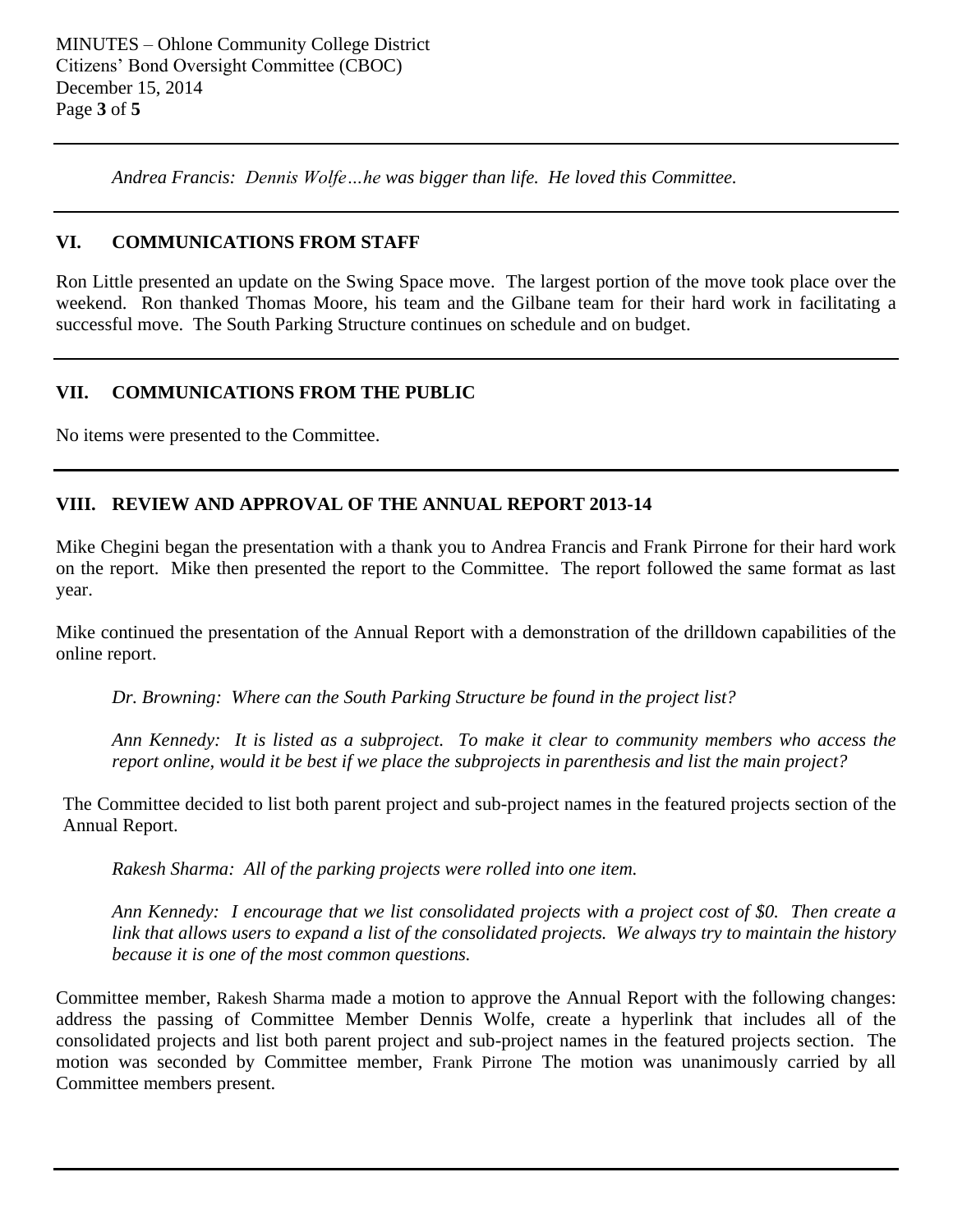*Andrea Francis: Dennis Wolfe…he was bigger than life. He loved this Committee.*

## VI. COMMUNICATIONS FROM STAFF

Ron Little presented an update on the Swing Space move. The largest portion of the move took place over the weekend. Ron thanked Thomas Moore, his team and the Gilbane team for their hard work in facilitating a successful move. The South Parking Structure continues on schedule and on budget.

## VII. COMMUNICATIONS FROM THE PUBLIC

No items were presented to the Committee.

## VIII. REVIEW AND APPROVAL OF THE ANNUAL REPORT 2013-14

Mike Chegini began the presentation with a thank you to Andrea Francis and Frank Pirrone for their hard work on the report. Mike then presented the report to the Committee. The report followed the same format as last year.

Mike continued the presentation of the Annual Report with a demonstration of the drilldown capabilities of the online report.

*Dr. Browning: Where can the South Parking Structure be found in the project list?*

*Ann Kennedy: It is listed as a subproject. To make it clear to community members who access the report online, would it be best if we place the subprojects in parenthesis and list the main project?*

The Committee decided to list both parent project and sub-project names in the featured projects section of the Annual Report.

*Rakesh Sharma: All of the parking projects were rolled into one item.*

*Ann Kennedy: I encourage that we list consolidated projects with a project cost of $0. Then create a link that allows users to expand a list of the consolidated projects. We always try to maintain the history because it is one of the most common questions.*

Committee member, Rakesh Sharma made a motion to approve the Annual Report with the following changes: address the passing of Committee Member Dennis Wolfe, create a hyperlink that includes all of the consolidated projects and list both parent project and sub-project names in the featured projects section. The motion was seconded by Committee member, Frank Pirrone The motion was unanimously carried by all Committee members present.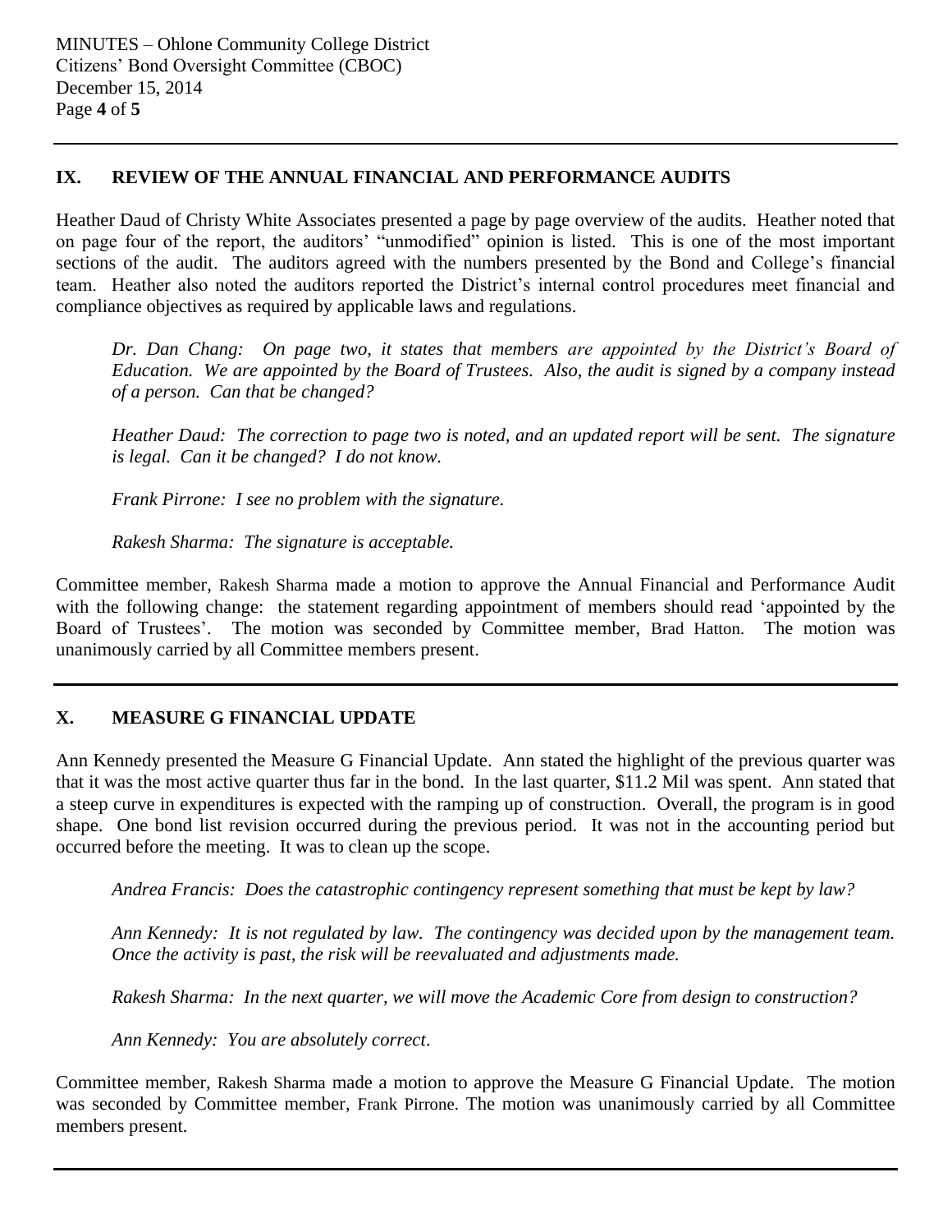## IX. REVIEW OF THE ANNUAL FINANCIAL AND PERFORMANCE AUDITS

Heather Daud of Christy White Associates presented a page by page overview of the audits. Heather noted that on page four of the report, the auditors' "unmodified" opinion is listed. This is one of the most important sections of the audit. The auditors agreed with the numbers presented by the Bond and College's financial team. Heather also noted the auditors reported the District's internal control procedures meet financial and compliance objectives as required by applicable laws and regulations.

> *Dr. Dan Chang: On page two, it states that members are appointed by the District's Board of Education. We are appointed by the Board of Trustees. Also, the audit is signed by a company instead of a person. Can that be changed?*
>
> *Heather Daud: The correction to page two is noted, and an updated report will be sent. The signature is legal. Can it be changed? I do not know.*
>
> *Frank Pirrone: I see no problem with the signature.*
>
> *Rakesh Sharma: The signature is acceptable.*

Committee member, Rakesh Sharma made a motion to approve the Annual Financial and Performance Audit with the following change: the statement regarding appointment of members should read 'appointed by the Board of Trustees'. The motion was seconded by Committee member, Brad Hatton. The motion was unanimously carried by all Committee members present.

## X. MEASURE G FINANCIAL UPDATE

Ann Kennedy presented the Measure G Financial Update. Ann stated the highlight of the previous quarter was that it was the most active quarter thus far in the bond. In the last quarter, $11.2 Mil was spent. Ann stated that a steep curve in expenditures is expected with the ramping up of construction. Overall, the program is in good shape. One bond list revision occurred during the previous period. It was not in the accounting period but occurred before the meeting. It was to clean up the scope.

> *Andrea Francis: Does the catastrophic contingency represent something that must be kept by law?*
>
> *Ann Kennedy: It is not regulated by law. The contingency was decided upon by the management team. Once the activity is past, the risk will be reevaluated and adjustments made.*
>
> *Rakesh Sharma: In the next quarter, we will move the Academic Core from design to construction?*
>
> *Ann Kennedy: You are absolutely correct.*

Committee member, Rakesh Sharma made a motion to approve the Measure G Financial Update. The motion was seconded by Committee member, Frank Pirrone. The motion was unanimously carried by all Committee members present.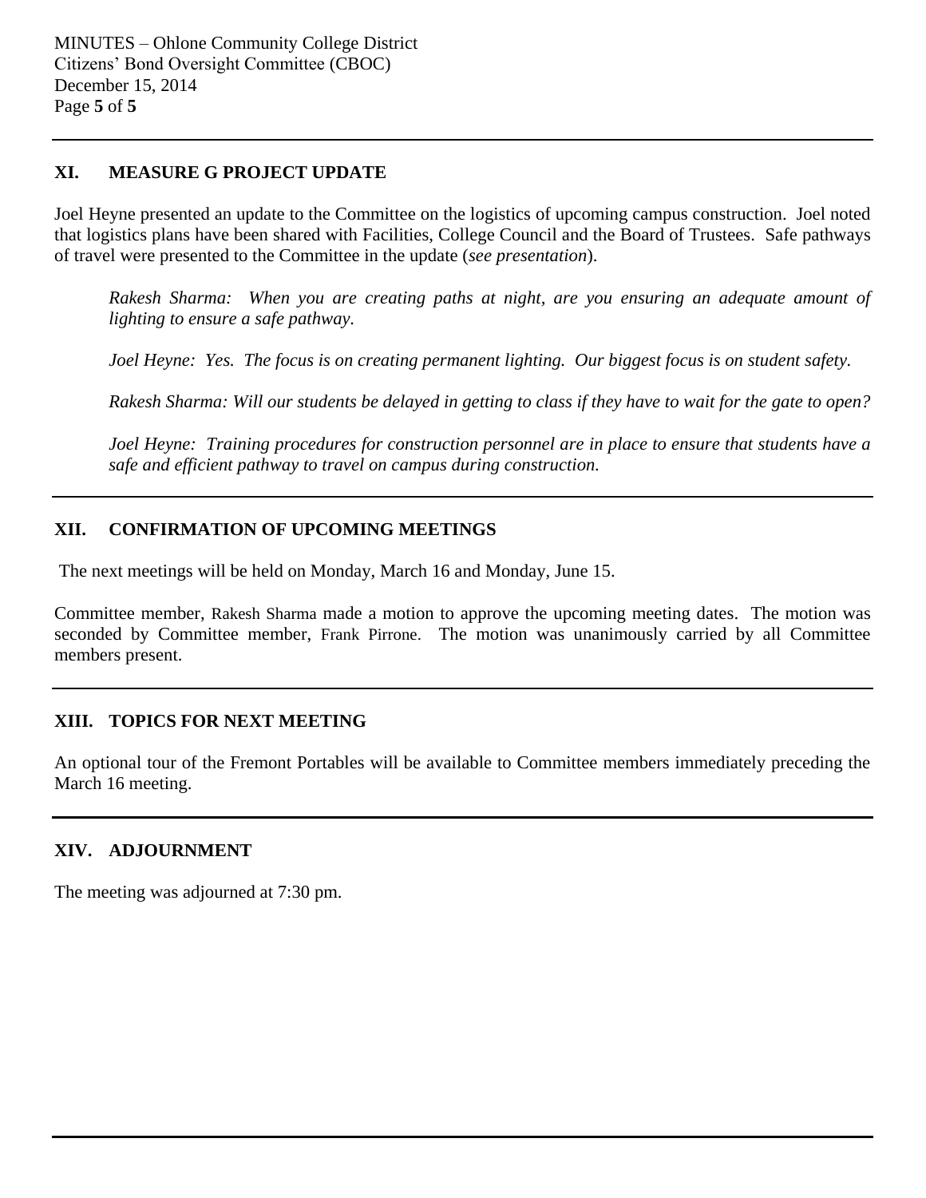## XI. MEASURE G PROJECT UPDATE

Joel Heyne presented an update to the Committee on the logistics of upcoming campus construction. Joel noted that logistics plans have been shared with Facilities, College Council and the Board of Trustees. Safe pathways of travel were presented to the Committee in the update (*see presentation*).

> *Rakesh Sharma: When you are creating paths at night, are you ensuring an adequate amount of lighting to ensure a safe pathway.*
>
> *Joel Heyne: Yes. The focus is on creating permanent lighting. Our biggest focus is on student safety.*
>
> *Rakesh Sharma: Will our students be delayed in getting to class if they have to wait for the gate to open?*
>
> *Joel Heyne: Training procedures for construction personnel are in place to ensure that students have a safe and efficient pathway to travel on campus during construction.*

## XII. CONFIRMATION OF UPCOMING MEETINGS

The next meetings will be held on Monday, March 16 and Monday, June 15.

Committee member, Rakesh Sharma made a motion to approve the upcoming meeting dates. The motion was seconded by Committee member, Frank Pirrone. The motion was unanimously carried by all Committee members present.

## XIII. TOPICS FOR NEXT MEETING

An optional tour of the Fremont Portables will be available to Committee members immediately preceding the March 16 meeting.

## XIV. ADJOURNMENT

The meeting was adjourned at 7:30 pm.